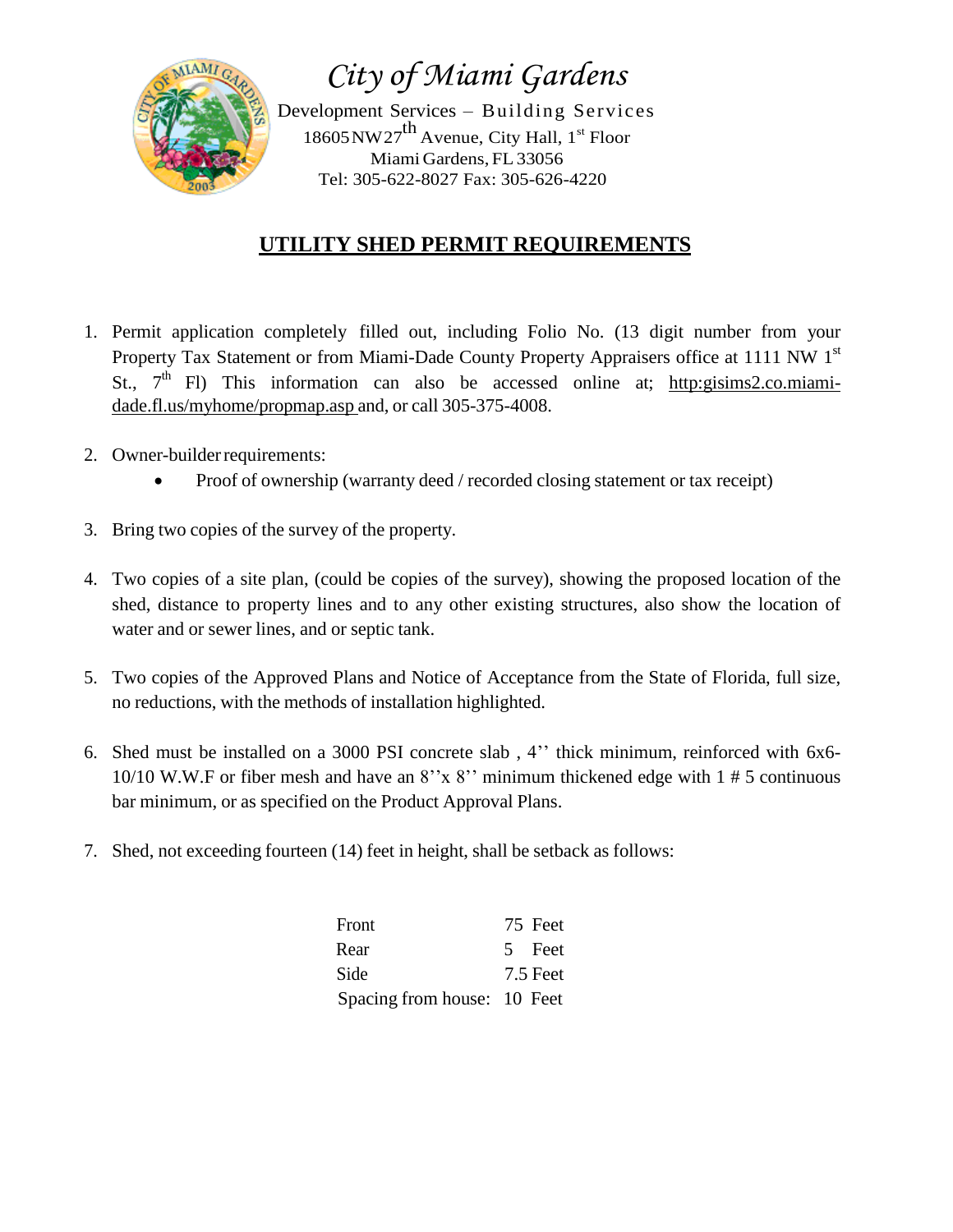# *City of Miami Gardens*

Development Services – Building Services
18605 NW 27th Avenue, City Hall, 1st Floor
Miami Gardens, FL 33056
Tel: 305-622-8027 Fax: 305-626-4220

## UTILITY SHED PERMIT REQUIREMENTS

1. Permit application completely filled out, including Folio No. (13 digit number from your Property Tax Statement or from Miami-Dade County Property Appraisers office at 1111 NW 1st St., 7th Fl) This information can also be accessed online at; http:gisims2.co.miami-dade.fl.us/myhome/propmap.asp and, or call 305-375-4008.

2. Owner-builder requirements:
   - Proof of ownership (warranty deed / recorded closing statement or tax receipt)

3. Bring two copies of the survey of the property.

4. Two copies of a site plan, (could be copies of the survey), showing the proposed location of the shed, distance to property lines and to any other existing structures, also show the location of water and or sewer lines, and or septic tank.

5. Two copies of the Approved Plans and Notice of Acceptance from the State of Florida, full size, no reductions, with the methods of installation highlighted.

6. Shed must be installed on a 3000 PSI concrete slab , 4'' thick minimum, reinforced with 6x6-10/10 W.W.F or fiber mesh and have an 8''x 8'' minimum thickened edge with 1 # 5 continuous bar minimum, or as specified on the Product Approval Plans.

7. Shed, not exceeding fourteen (14) feet in height, shall be setback as follows:

| | |
|---|---|
| Front | 75 Feet |
| Rear | 5 Feet |
| Side | 7.5 Feet |
| Spacing from house: | 10 Feet |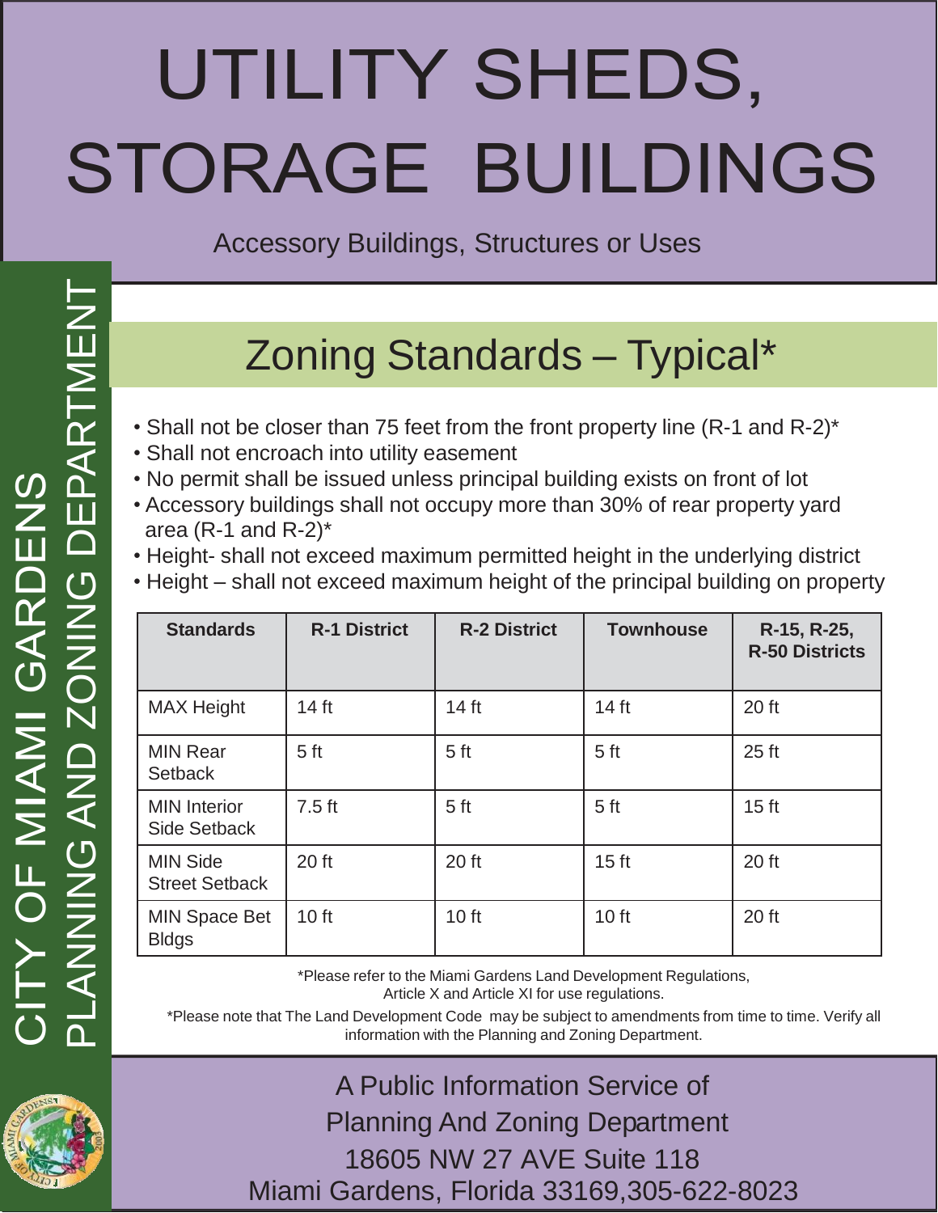# UTILITY SHEDS, STORAGE BUILDINGS

Accessory Buildings, Structures or Uses

CITY OF MIAMI GARDENS
PLANNING AND ZONING DEPARTMENT

## Zoning Standards – Typical*

- Shall not be closer than 75 feet from the front property line (R-1 and R-2)*
- Shall not encroach into utility easement
- No permit shall be issued unless principal building exists on front of lot
- Accessory buildings shall not occupy more than 30% of rear property yard area (R-1 and R-2)*
- Height- shall not exceed maximum permitted height in the underlying district
- Height – shall not exceed maximum height of the principal building on property

| Standards | R-1 District | R-2 District | Townhouse | R-15, R-25, R-50 Districts |
|---|---|---|---|---|
| MAX Height | 14 ft | 14 ft | 14 ft | 20 ft |
| MIN Rear Setback | 5 ft | 5 ft | 5 ft | 25 ft |
| MIN Interior Side Setback | 7.5 ft | 5 ft | 5 ft | 15 ft |
| MIN Side Street Setback | 20 ft | 20 ft | 15 ft | 20 ft |
| MIN Space Bet Bldgs | 10 ft | 10 ft | 10 ft | 20 ft |

*Please refer to the Miami Gardens Land Development Regulations, Article X and Article XI for use regulations.

*Please note that The Land Development Code may be subject to amendments from time to time. Verify all information with the Planning and Zoning Department.

A Public Information Service of
Planning And Zoning Department
18605 NW 27 AVE Suite 118
Miami Gardens, Florida 33169,305-622-8023